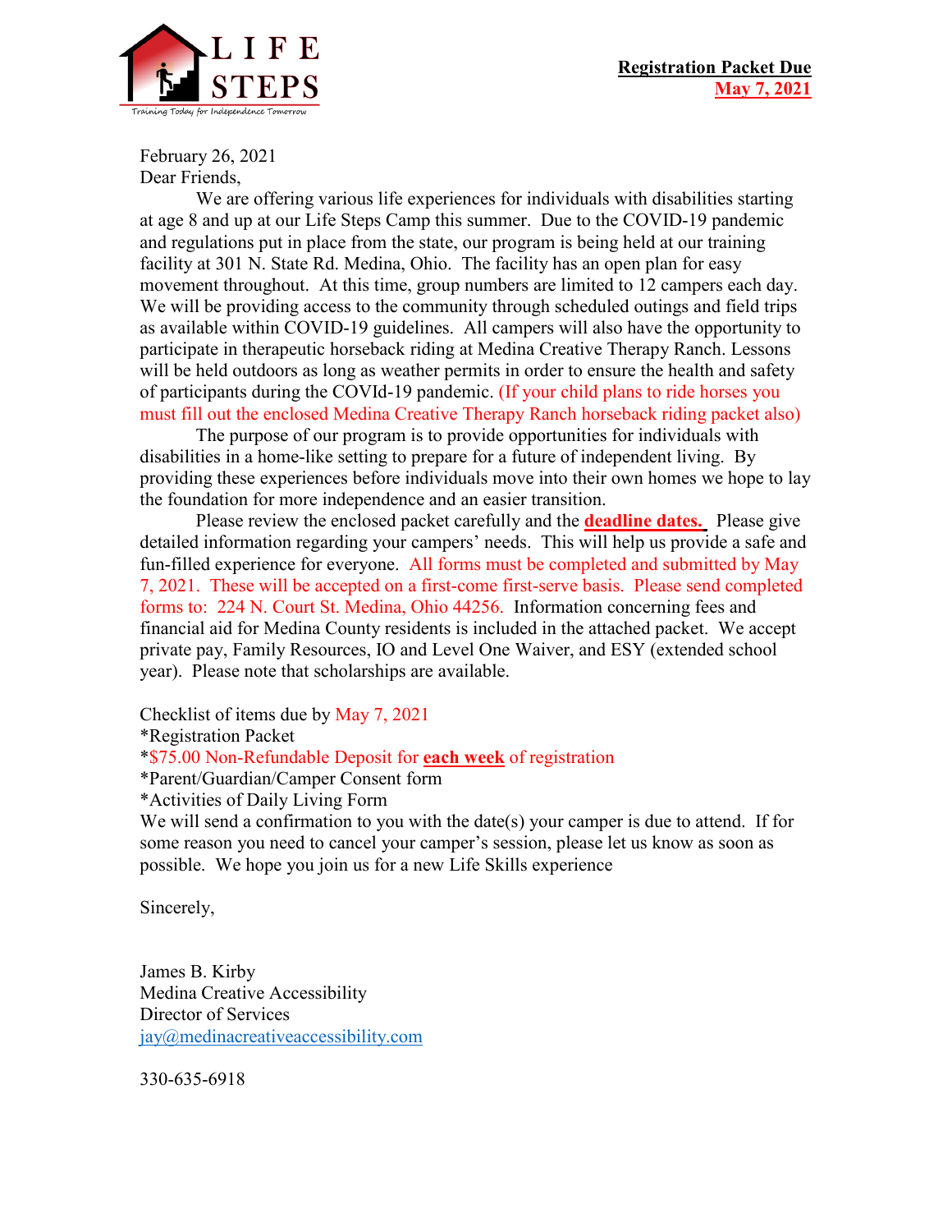LIFE STEPS

Training Today for Independence Tomorrow

**Registration Packet Due**
**May 7, 2021**

February 26, 2021
Dear Friends,

We are offering various life experiences for individuals with disabilities starting at age 8 and up at our Life Steps Camp this summer. Due to the COVID-19 pandemic and regulations put in place from the state, our program is being held at our training facility at 301 N. State Rd. Medina, Ohio. The facility has an open plan for easy movement throughout. At this time, group numbers are limited to 12 campers each day. We will be providing access to the community through scheduled outings and field trips as available within COVID-19 guidelines. All campers will also have the opportunity to participate in therapeutic horseback riding at Medina Creative Therapy Ranch. Lessons will be held outdoors as long as weather permits in order to ensure the health and safety of participants during the COVId-19 pandemic. (If your child plans to ride horses you must fill out the enclosed Medina Creative Therapy Ranch horseback riding packet also)

The purpose of our program is to provide opportunities for individuals with disabilities in a home-like setting to prepare for a future of independent living. By providing these experiences before individuals move into their own homes we hope to lay the foundation for more independence and an easier transition.

Please review the enclosed packet carefully and the **deadline dates.** Please give detailed information regarding your campers' needs. This will help us provide a safe and fun-filled experience for everyone. All forms must be completed and submitted by May 7, 2021. These will be accepted on a first-come first-serve basis. Please send completed forms to: 224 N. Court St. Medina, Ohio 44256. Information concerning fees and financial aid for Medina County residents is included in the attached packet. We accept private pay, Family Resources, IO and Level One Waiver, and ESY (extended school year). Please note that scholarships are available.

Checklist of items due by May 7, 2021
*Registration Packet
*$75.00 Non-Refundable Deposit for **each week** of registration
*Parent/Guardian/Camper Consent form
*Activities of Daily Living Form
We will send a confirmation to you with the date(s) your camper is due to attend. If for some reason you need to cancel your camper's session, please let us know as soon as possible. We hope you join us for a new Life Skills experience

Sincerely,

James B. Kirby
Medina Creative Accessibility
Director of Services
jay@medinacreativeaccessibility.com

330-635-6918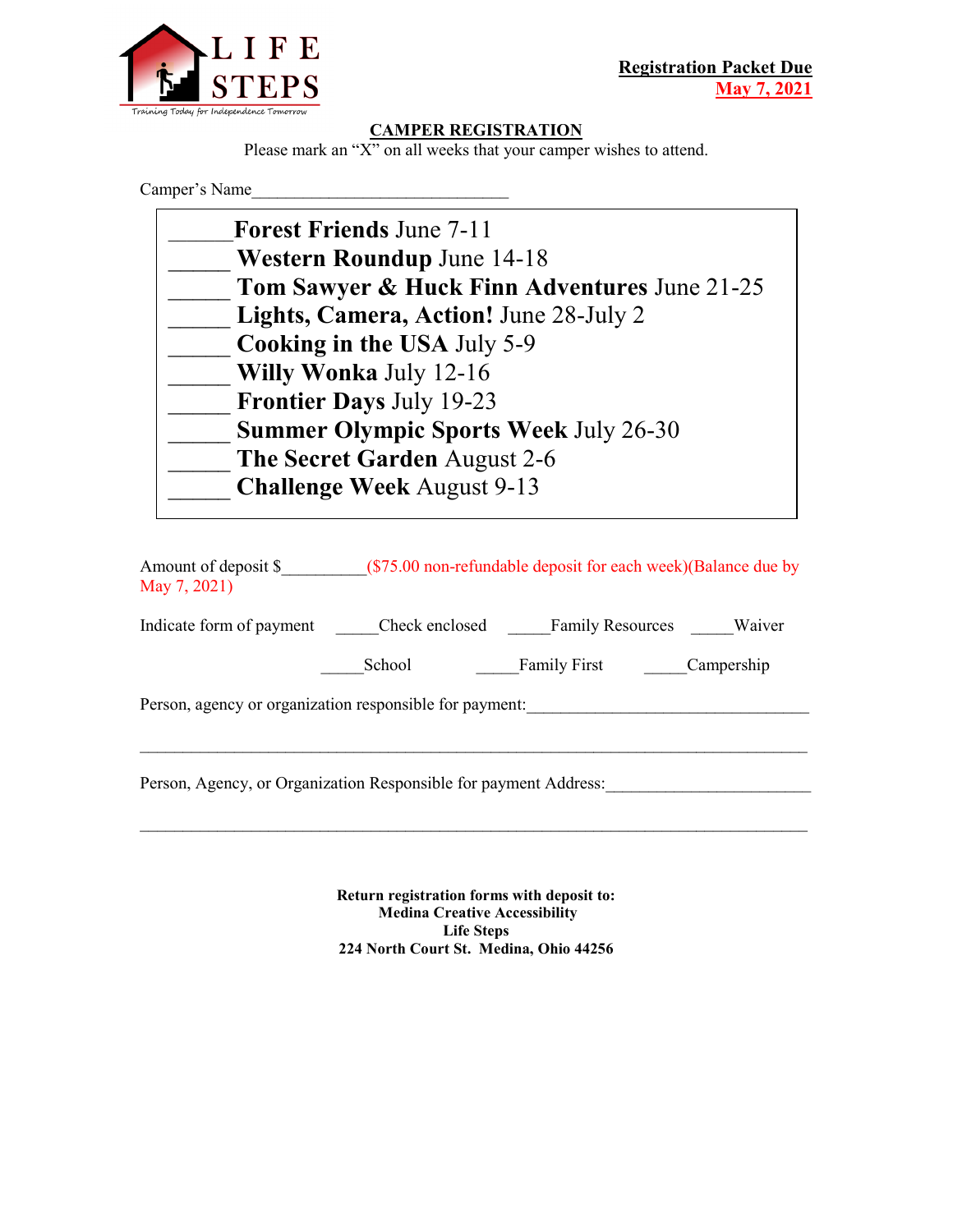LIFE STEPS

Training Today for Independence Tomorrow

**Registration Packet Due**
**May 7, 2021**

## CAMPER REGISTRATION

Please mark an "X" on all weeks that your camper wishes to attend.

Camper's Name______________________________

______**Forest Friends** June 7-11
______ **Western Roundup** June 14-18
______ **Tom Sawyer & Huck Finn Adventures** June 21-25
______ **Lights, Camera, Action!** June 28-July 2
______ **Cooking in the USA** July 5-9
______ **Willy Wonka** July 12-16
______ **Frontier Days** July 19-23
______ **Summer Olympic Sports Week** July 26-30
______ **The Secret Garden** August 2-6
______ **Challenge Week** August 9-13

Amount of deposit $_________($75.00 non-refundable deposit for each week)(Balance due by May 7, 2021)

Indicate form of payment _____Check enclosed _____Family Resources _____Waiver

_____School _____Family First _____Campership

Person, agency or organization responsible for payment:_________________________________

_______________________________________________________________________________

Person, Agency, or Organization Responsible for payment Address:_______________________

_______________________________________________________________________________

**Return registration forms with deposit to:**
**Medina Creative Accessibility**
**Life Steps**
**224 North Court St. Medina, Ohio 44256**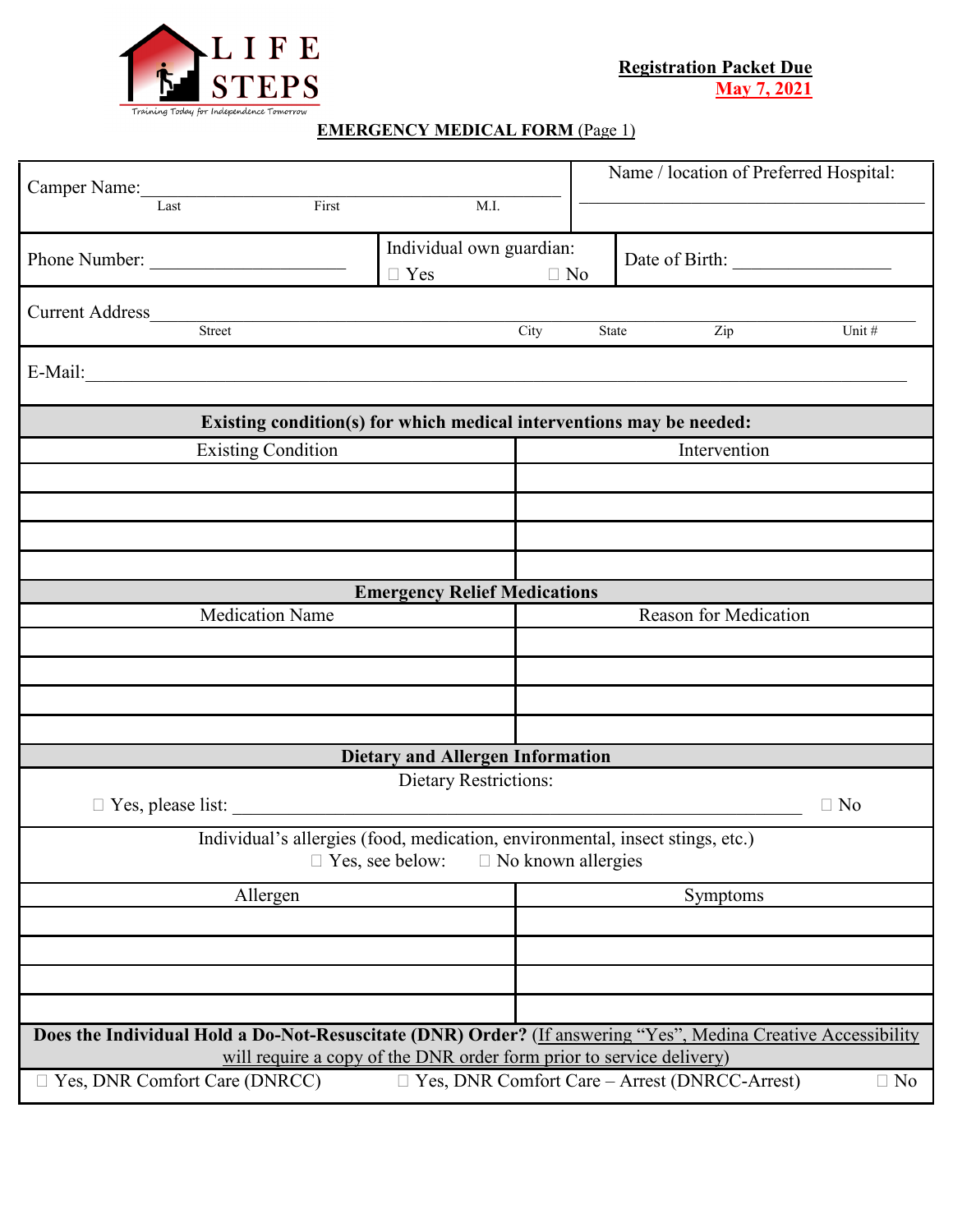LIFE STEPS
Training Today for Independence Tomorrow

**Registration Packet Due**
**May 7, 2021**

**EMERGENCY MEDICAL FORM** (Page 1)

Camper Name:\_\_\_\_\_\_\_\_\_\_\_\_\_\_\_\_\_\_\_\_\_\_\_\_\_\_\_\_\_\_\_\_\_\_\_\_\_\_\_\_\_\_
Last First M.I.

Name / location of Preferred Hospital: \_\_\_\_\_\_\_\_\_\_\_\_\_\_\_\_\_\_\_\_\_\_\_\_\_\_\_\_\_\_\_\_\_\_\_\_

Phone Number: \_\_\_\_\_\_\_\_\_\_\_\_\_\_\_\_\_\_\_\_\_

Individual own guardian: ☐ Yes ☐ No

Date of Birth: \_\_\_\_\_\_\_\_\_\_\_\_\_\_\_\_\_

Current Address\_\_\_\_\_\_\_\_\_\_\_\_\_\_\_\_\_\_\_\_\_\_\_\_\_\_\_\_\_\_\_\_\_\_\_\_\_\_\_\_\_\_\_\_\_\_\_\_\_\_\_\_\_\_\_\_\_\_\_\_\_\_\_\_\_\_\_\_\_\_
Street City State Zip Unit #

E-Mail:\_\_\_\_\_\_\_\_\_\_\_\_\_\_\_\_\_\_\_\_\_\_\_\_\_\_\_\_\_\_\_\_\_\_\_\_\_\_\_\_\_\_\_\_\_\_\_\_\_\_\_\_\_\_\_\_\_\_\_\_\_\_\_\_\_\_\_\_\_\_\_\_\_\_\_\_\_\_\_\_

**Existing condition(s) for which medical interventions may be needed:**

| Existing Condition | Intervention |
|---|---|
| | |
| | |
| | |
| | |

**Emergency Relief Medications**

| Medication Name | Reason for Medication |
|---|---|
| | |
| | |
| | |
| | |

**Dietary and Allergen Information**

Dietary Restrictions:

☐ Yes, please list: \_\_\_\_\_\_\_\_\_\_\_\_\_\_\_\_\_\_\_\_\_\_\_\_\_\_\_\_\_\_\_\_\_\_\_\_\_\_\_\_\_\_\_\_\_\_\_\_\_\_\_\_\_\_\_\_\_\_\_\_\_\_\_\_ ☐ No

Individual's allergies (food, medication, environmental, insect stings, etc.)
☐ Yes, see below: ☐ No known allergies

| Allergen | Symptoms |
|---|---|
| | |
| | |
| | |
| | |

**Does the Individual Hold a Do-Not-Resuscitate (DNR) Order?** (If answering "Yes", Medina Creative Accessibility will require a copy of the DNR order form prior to service delivery)

☐ Yes, DNR Comfort Care (DNRCC) ☐ Yes, DNR Comfort Care – Arrest (DNRCC-Arrest) ☐ No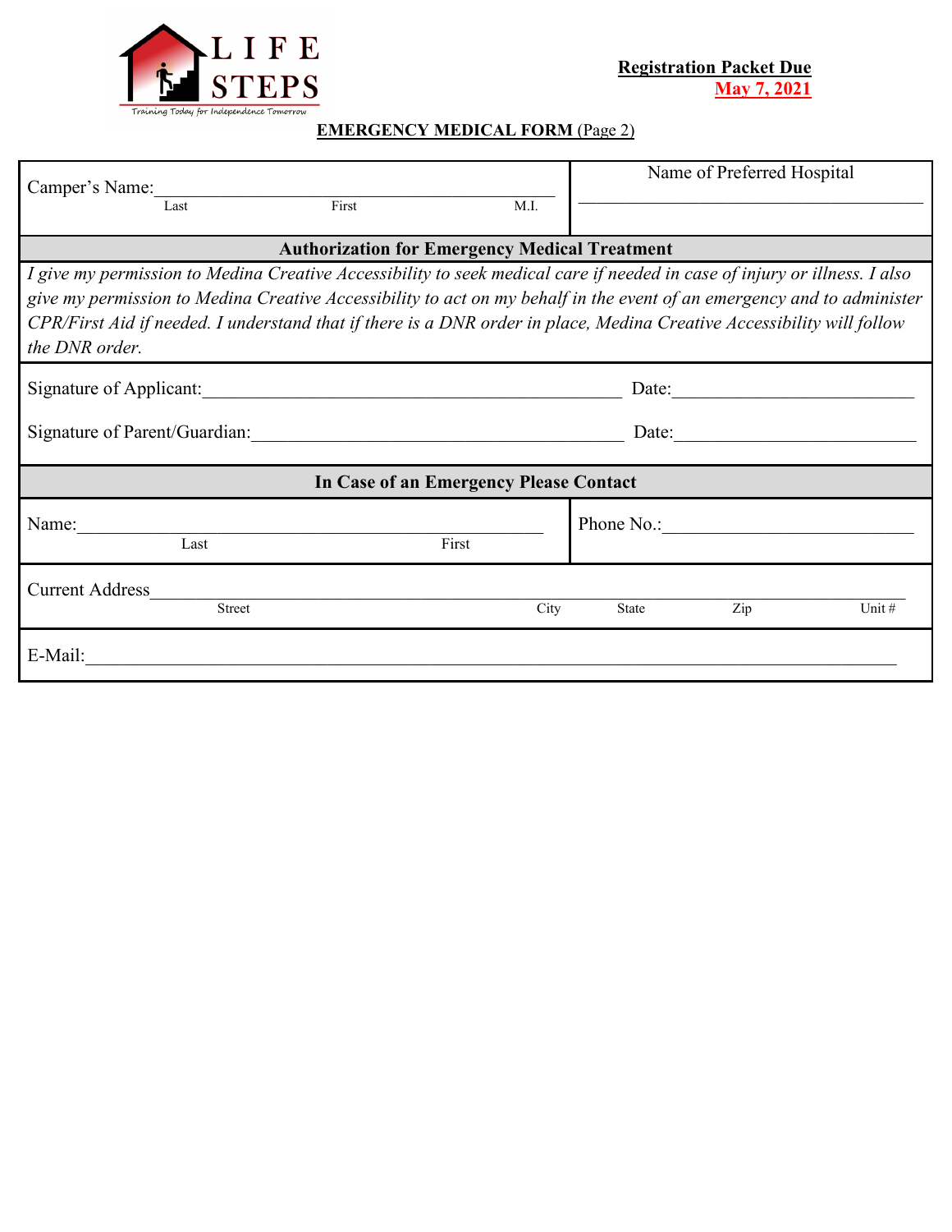LIFE STEPS

Training Today for Independence Tomorrow

**Registration Packet Due**
**May 7, 2021**

**EMERGENCY MEDICAL FORM** (Page 2)

Camper's Name:______________________________________________
Last First M.I.

Name of Preferred Hospital
______________________________________________

**Authorization for Emergency Medical Treatment**

*I give my permission to Medina Creative Accessibility to seek medical care if needed in case of injury or illness. I also give my permission to Medina Creative Accessibility to act on my behalf in the event of an emergency and to administer CPR/First Aid if needed. I understand that if there is a DNR order in place, Medina Creative Accessibility will follow the DNR order.*

Signature of Applicant:______________________________________________ Date:__________________________

Signature of Parent/Guardian:________________________________________ Date:__________________________

**In Case of an Emergency Please Contact**

Name:______________________________________________
Last First

Phone No.:____________________________

Current Address______________________________________________________________________________
Street City State Zip Unit #

E-Mail:______________________________________________________________________________________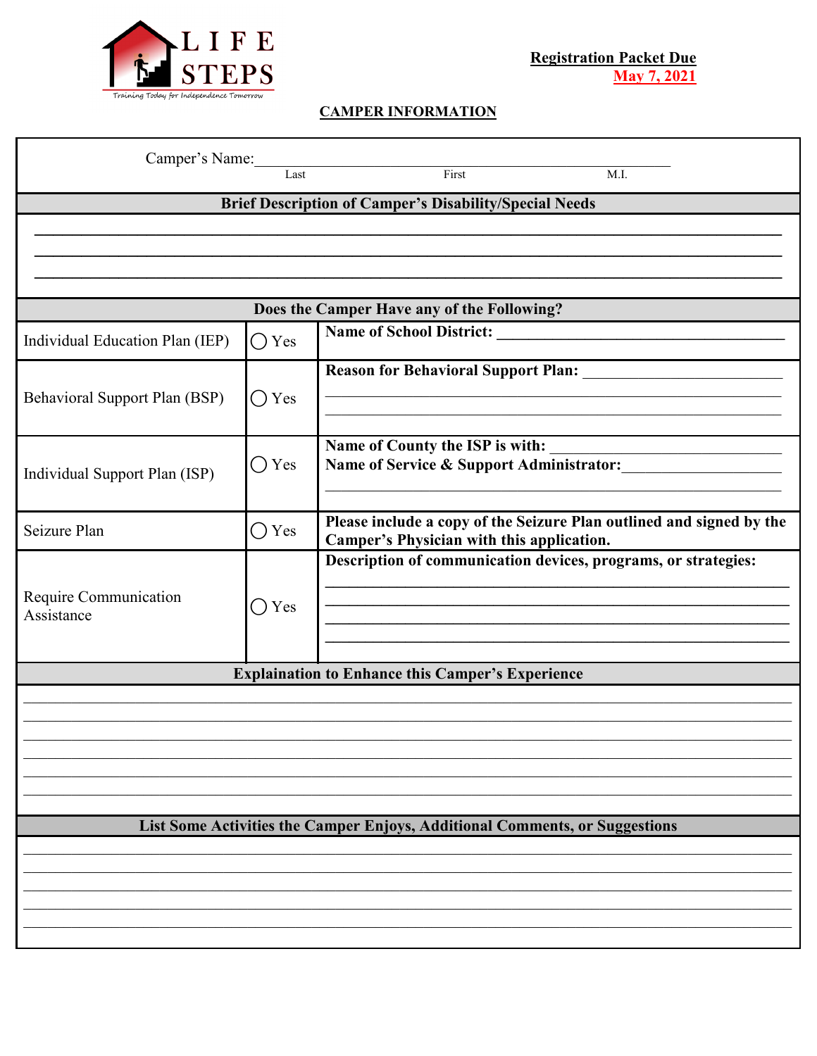LIFE STEPS

Training Today for Independence Tomorrow

**Registration Packet Due**
**May 7, 2021**

## CAMPER INFORMATION

Camper's Name:______________________________________________
Last First M.I.

**Brief Description of Camper's Disability/Special Needs**

______________________________________________________________________________
______________________________________________________________________________
______________________________________________________________________________

**Does the Camper Have any of the Following?**

| | | |
|---|---|---|
| Individual Education Plan (IEP) | ◯ Yes | **Name of School District:** ______________________ |
| Behavioral Support Plan (BSP) | ◯ Yes | **Reason for Behavioral Support Plan:** ______________________ |
| Individual Support Plan (ISP) | ◯ Yes | **Name of County the ISP is with:** ______________________ **Name of Service & Support Administrator:** ______________________ |
| Seizure Plan | ◯ Yes | **Please include a copy of the Seizure Plan outlined and signed by the Camper's Physician with this application.** |
| Require Communication Assistance | ◯ Yes | **Description of communication devices, programs, or strategies:** ______________________ |

**Explaination to Enhance this Camper's Experience**

______________________________________________________________________________
______________________________________________________________________________
______________________________________________________________________________
______________________________________________________________________________
______________________________________________________________________________
______________________________________________________________________________

**List Some Activities the Camper Enjoys, Additional Comments, or Suggestions**

______________________________________________________________________________
______________________________________________________________________________
______________________________________________________________________________
______________________________________________________________________________
______________________________________________________________________________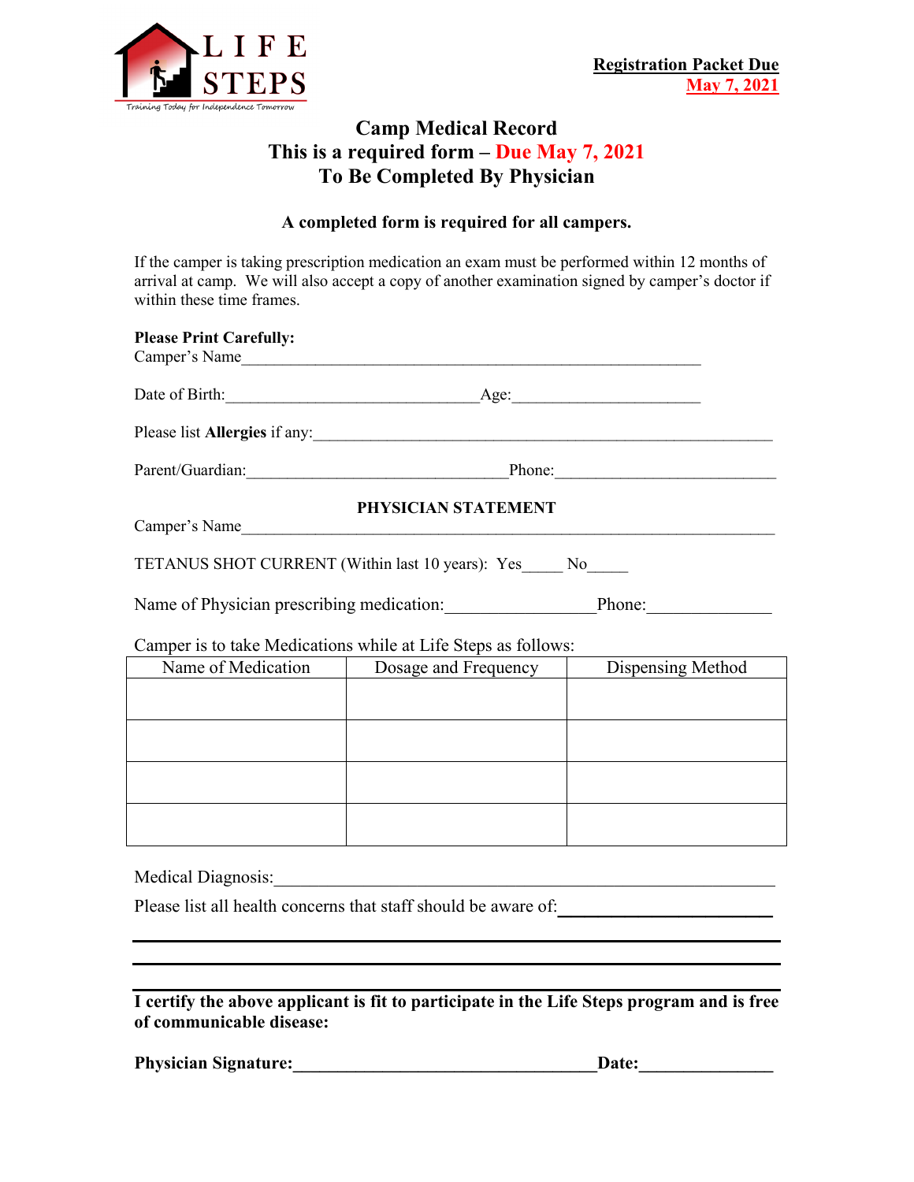LIFE STEPS

Training Today for Independence Tomorrow

**Registration Packet Due**
**May 7, 2021**

# Camp Medical Record

## This is a required form – Due May 7, 2021

## To Be Completed By Physician

**A completed form is required for all campers.**

If the camper is taking prescription medication an exam must be performed within 12 months of arrival at camp. We will also accept a copy of another examination signed by camper's doctor if within these time frames.

**Please Print Carefully:**

Camper's Name\_\_\_\_\_\_\_\_\_\_\_\_\_\_\_\_\_\_\_\_\_\_\_\_\_\_\_\_\_\_\_\_\_\_\_\_\_\_\_\_\_\_\_\_\_\_\_\_\_\_\_\_\_\_

Date of Birth:\_\_\_\_\_\_\_\_\_\_\_\_\_\_\_\_\_\_\_\_\_\_\_\_\_\_\_\_\_\_ Age:\_\_\_\_\_\_\_\_\_\_\_\_\_\_\_\_\_\_\_\_\_\_

Please list **Allergies** if any:\_\_\_\_\_\_\_\_\_\_\_\_\_\_\_\_\_\_\_\_\_\_\_\_\_\_\_\_\_\_\_\_\_\_\_\_\_\_\_\_\_\_\_\_\_\_\_\_\_\_\_\_\_\_

Parent/Guardian:\_\_\_\_\_\_\_\_\_\_\_\_\_\_\_\_\_\_\_\_\_\_\_\_\_\_\_\_\_\_\_ Phone:\_\_\_\_\_\_\_\_\_\_\_\_\_\_\_\_\_\_\_\_\_\_\_\_\_

**PHYSICIAN STATEMENT**

Camper's Name\_\_\_\_\_\_\_\_\_\_\_\_\_\_\_\_\_\_\_\_\_\_\_\_\_\_\_\_\_\_\_\_\_\_\_\_\_\_\_\_\_\_\_\_\_\_\_\_\_\_\_\_\_\_\_\_\_\_\_\_\_

TETANUS SHOT CURRENT (Within last 10 years): Yes\_\_\_\_\_ No\_\_\_\_\_

Name of Physician prescribing medication:\_\_\_\_\_\_\_\_\_\_\_\_\_\_\_\_\_Phone:\_\_\_\_\_\_\_\_\_\_\_\_\_\_

Camper is to take Medications while at Life Steps as follows:

| Name of Medication | Dosage and Frequency | Dispensing Method |
|---|---|---|
| | | |
| | | |
| | | |
| | | |

Medical Diagnosis:\_\_\_\_\_\_\_\_\_\_\_\_\_\_\_\_\_\_\_\_\_\_\_\_\_\_\_\_\_\_\_\_\_\_\_\_\_\_\_\_\_\_\_\_\_\_\_\_\_\_\_\_\_\_\_\_\_\_

Please list all health concerns that staff should be aware of:\_\_\_\_\_\_\_\_\_\_\_\_\_\_\_\_\_\_\_\_\_\_\_

\_\_\_\_\_\_\_\_\_\_\_\_\_\_\_\_\_\_\_\_\_\_\_\_\_\_\_\_\_\_\_\_\_\_\_\_\_\_\_\_\_\_\_\_\_\_\_\_\_\_\_\_\_\_\_\_\_\_\_\_\_\_\_\_\_\_\_\_\_\_\_\_\_\_

\_\_\_\_\_\_\_\_\_\_\_\_\_\_\_\_\_\_\_\_\_\_\_\_\_\_\_\_\_\_\_\_\_\_\_\_\_\_\_\_\_\_\_\_\_\_\_\_\_\_\_\_\_\_\_\_\_\_\_\_\_\_\_\_\_\_\_\_\_\_\_\_\_\_

**I certify the above applicant is fit to participate in the Life Steps program and is free of communicable disease:**

**Physician Signature:\_\_\_\_\_\_\_\_\_\_\_\_\_\_\_\_\_\_\_\_\_\_\_\_\_\_\_\_\_\_\_\_\_\_Date:\_\_\_\_\_\_\_\_\_\_\_\_\_\_\_**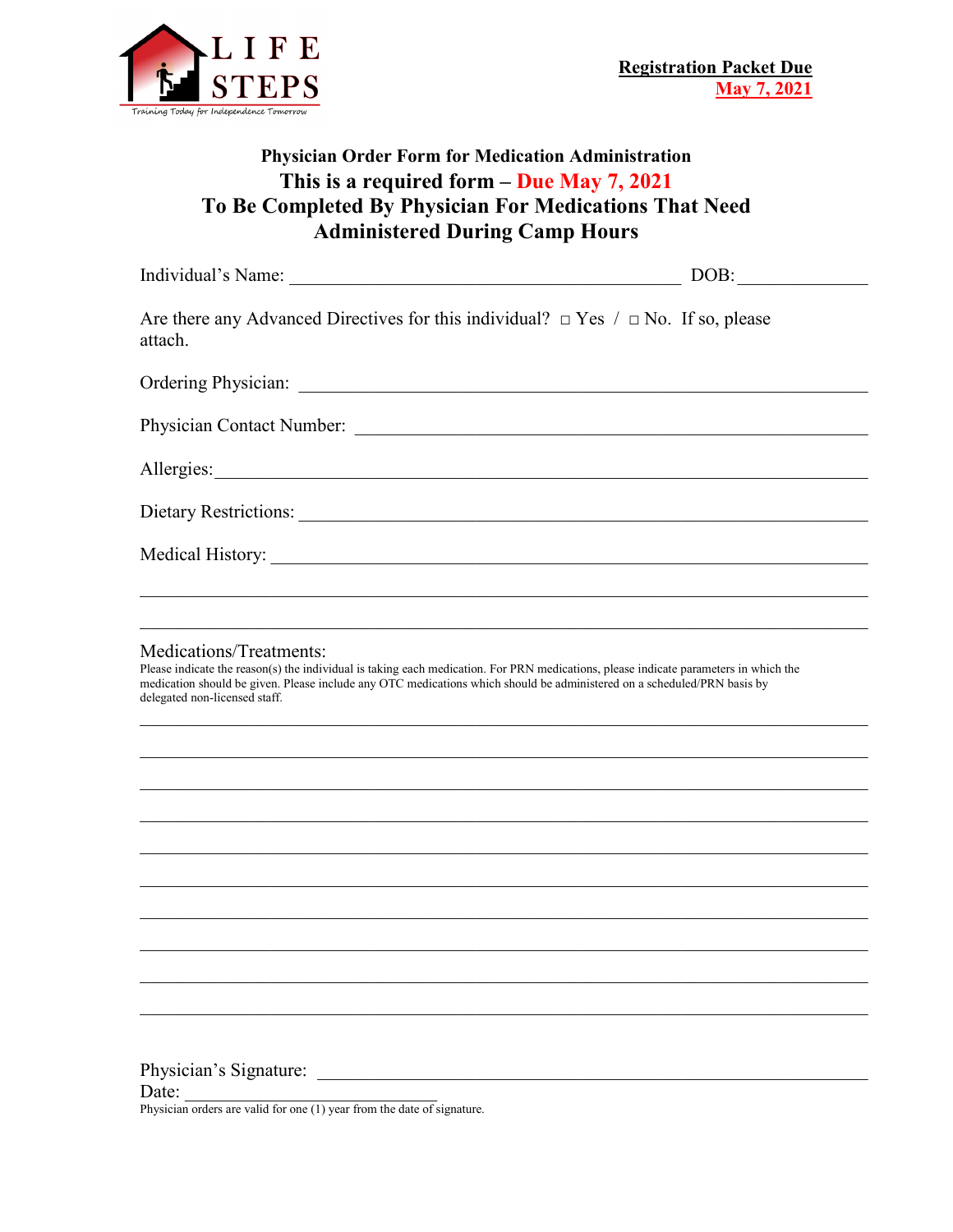LIFE STEPS

Training Today for Independence Tomorrow

**Registration Packet Due**
**May 7, 2021**

## Physician Order Form for Medication Administration
## This is a required form – Due May 7, 2021
## To Be Completed By Physician For Medications That Need Administered During Camp Hours

Individual's Name: ____________________________________________ DOB:______________

Are there any Advanced Directives for this individual? □ Yes / □ No. If so, please attach.

Ordering Physician: ____________________________________________________________

Physician Contact Number: ______________________________________________________

Allergies:______________________________________________________________________

Dietary Restrictions: ____________________________________________________________

Medical History: ________________________________________________________________

_______________________________________________________________________________

_______________________________________________________________________________

Medications/Treatments:

Please indicate the reason(s) the individual is taking each medication. For PRN medications, please indicate parameters in which the medication should be given. Please include any OTC medications which should be administered on a scheduled/PRN basis by delegated non-licensed staff.

_______________________________________________________________________________

_______________________________________________________________________________

_______________________________________________________________________________

_______________________________________________________________________________

_______________________________________________________________________________

_______________________________________________________________________________

_______________________________________________________________________________

_______________________________________________________________________________

_______________________________________________________________________________

_______________________________________________________________________________

Physician's Signature: ___________________________________________________________

Date: ____________________________

Physician orders are valid for one (1) year from the date of signature.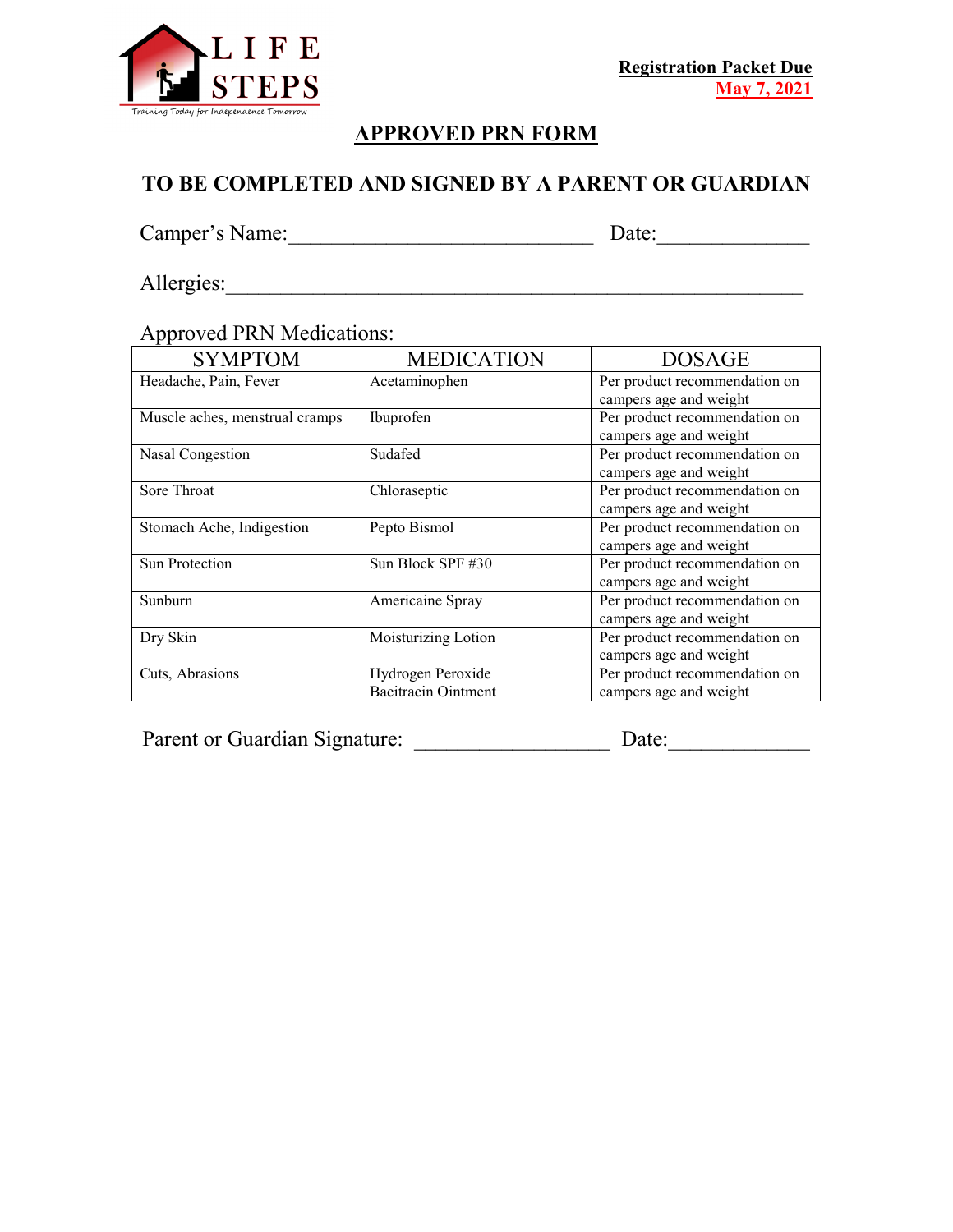**Registration Packet Due**
**May 7, 2021**

# APPROVED PRN FORM

## TO BE COMPLETED AND SIGNED BY A PARENT OR GUARDIAN

Camper's Name:____________________________ Date:______________

Allergies:______________________________________________________

Approved PRN Medications:

| SYMPTOM | MEDICATION | DOSAGE |
|---|---|---|
| Headache, Pain, Fever | Acetaminophen | Per product recommendation on campers age and weight |
| Muscle aches, menstrual cramps | Ibuprofen | Per product recommendation on campers age and weight |
| Nasal Congestion | Sudafed | Per product recommendation on campers age and weight |
| Sore Throat | Chloraseptic | Per product recommendation on campers age and weight |
| Stomach Ache, Indigestion | Pepto Bismol | Per product recommendation on campers age and weight |
| Sun Protection | Sun Block SPF #30 | Per product recommendation on campers age and weight |
| Sunburn | Americaine Spray | Per product recommendation on campers age and weight |
| Dry Skin | Moisturizing Lotion | Per product recommendation on campers age and weight |
| Cuts, Abrasions | Hydrogen Peroxide<br>Bacitracin Ointment | Per product recommendation on campers age and weight |

Parent or Guardian Signature: __________________ Date:_____________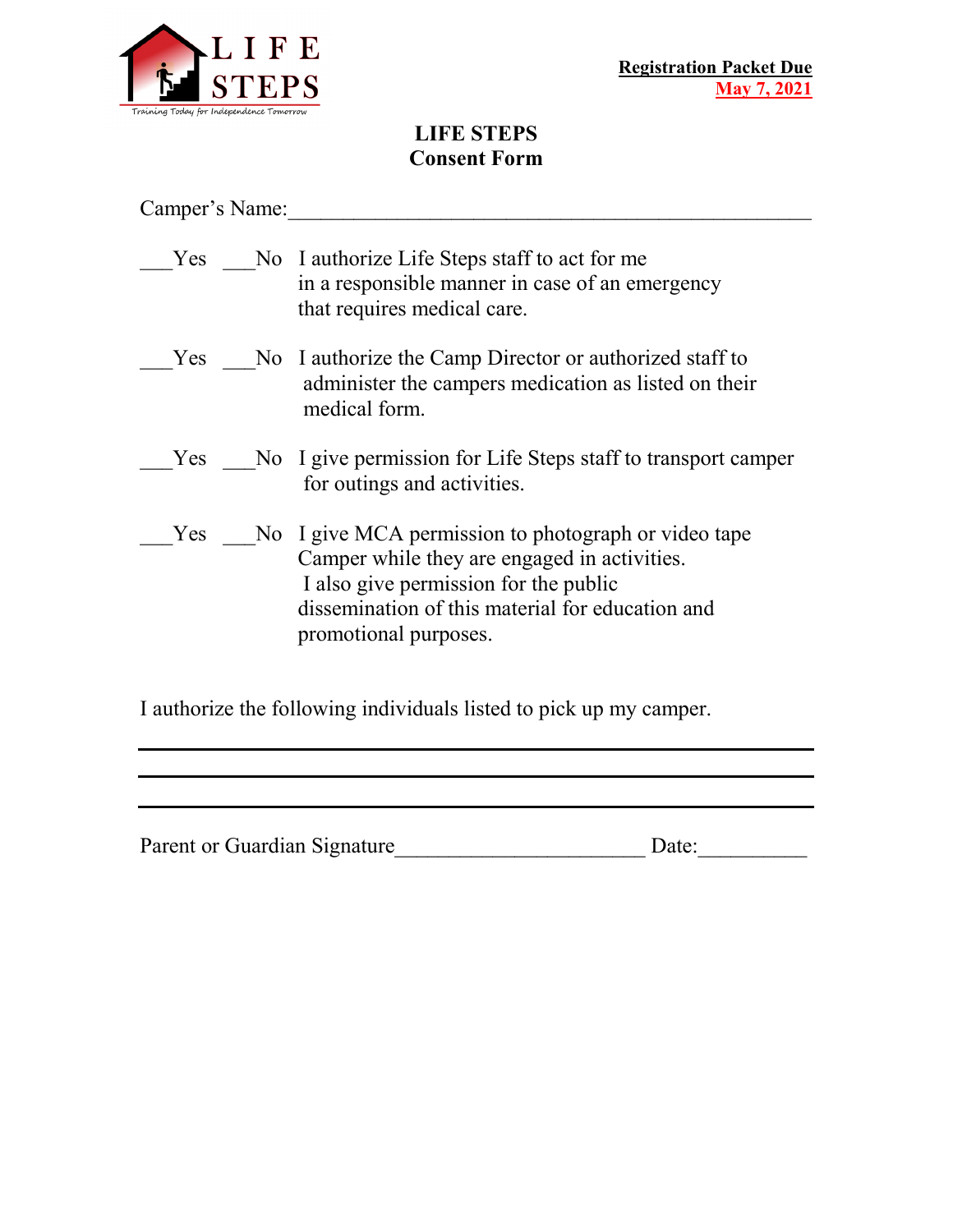LIFE STEPS

Training Today for Independence Tomorrow

**Registration Packet Due**
**May 7, 2021**

# LIFE STEPS
## Consent Form

Camper's Name:________________________________________________

___Yes ___No I authorize Life Steps staff to act for me in a responsible manner in case of an emergency that requires medical care.

___Yes ___No I authorize the Camp Director or authorized staff to administer the campers medication as listed on their medical form.

___Yes ___No I give permission for Life Steps staff to transport camper for outings and activities.

___Yes ___No I give MCA permission to photograph or video tape Camper while they are engaged in activities. I also give permission for the public dissemination of this material for education and promotional purposes.

I authorize the following individuals listed to pick up my camper.

________________________________________________

________________________________________________

________________________________________________

Parent or Guardian Signature______________________ Date:__________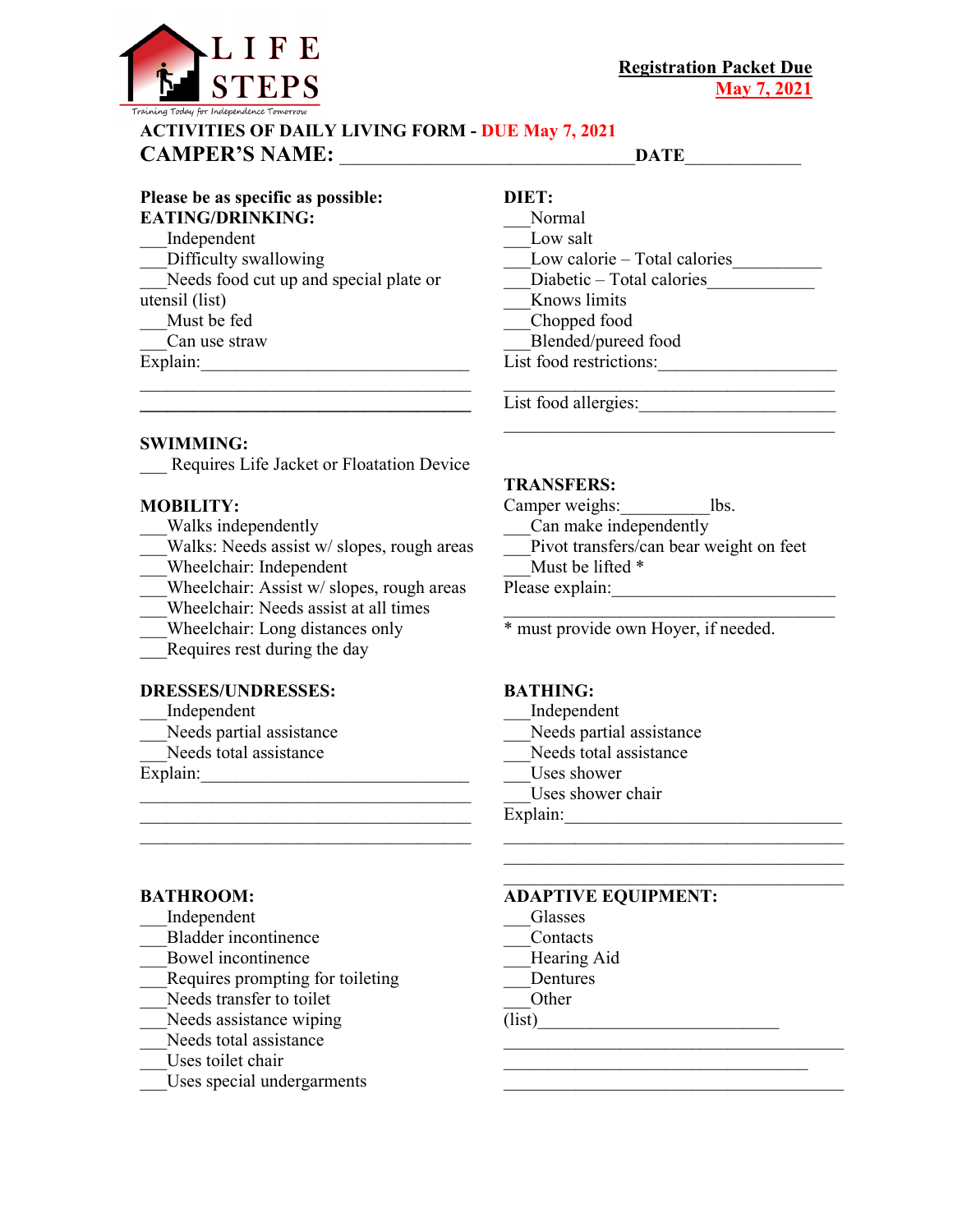LIFE STEPS

Training Today for Independence Tomorrow

**Registration Packet Due**
**May 7, 2021**

**ACTIVITIES OF DAILY LIVING FORM - DUE May 7, 2021**

**CAMPER'S NAME:** _______________________________ **DATE**____________

**Please be as specific as possible:**

**EATING/DRINKING:**
___Independent
___Difficulty swallowing
___Needs food cut up and special plate or utensil (list)
___Must be fed
___Can use straw
Explain:______________________________
____________________________________
____________________________________

**DIET:**
___Normal
___Low salt
___Low calorie – Total calories__________
___Diabetic – Total calories____________
___Knows limits
___Chopped food
___Blended/pureed food
List food restrictions:___________________
____________________________________
List food allergies:_____________________
____________________________________

**SWIMMING:**
___ Requires Life Jacket or Floatation Device

**MOBILITY:**
___Walks independently
___Walks: Needs assist w/ slopes, rough areas
___Wheelchair: Independent
___Wheelchair: Assist w/ slopes, rough areas
___Wheelchair: Needs assist at all times
___Wheelchair: Long distances only
___Requires rest during the day

**TRANSFERS:**
Camper weighs:__________lbs.
___Can make independently
___Pivot transfers/can bear weight on feet
___Must be lifted *
Please explain:________________________
____________________________________
* must provide own Hoyer, if needed.

**DRESSES/UNDRESSES:**
___Independent
___Needs partial assistance
___Needs total assistance
Explain:______________________________
____________________________________
____________________________________
____________________________________

**BATHING:**
___Independent
___Needs partial assistance
___Needs total assistance
___Uses shower
___Uses shower chair
Explain:______________________________
____________________________________
____________________________________
____________________________________

**BATHROOM:**
___Independent
___Bladder incontinence
___Bowel incontinence
___Requires prompting for toileting
___Needs transfer to toilet
___Needs assistance wiping
___Needs total assistance
___Uses toilet chair
___Uses special undergarments

**ADAPTIVE EQUIPMENT:**
___Glasses
___Contacts
___Hearing Aid
___Dentures
___Other
(list)__________________________
____________________________________
____________________________________
____________________________________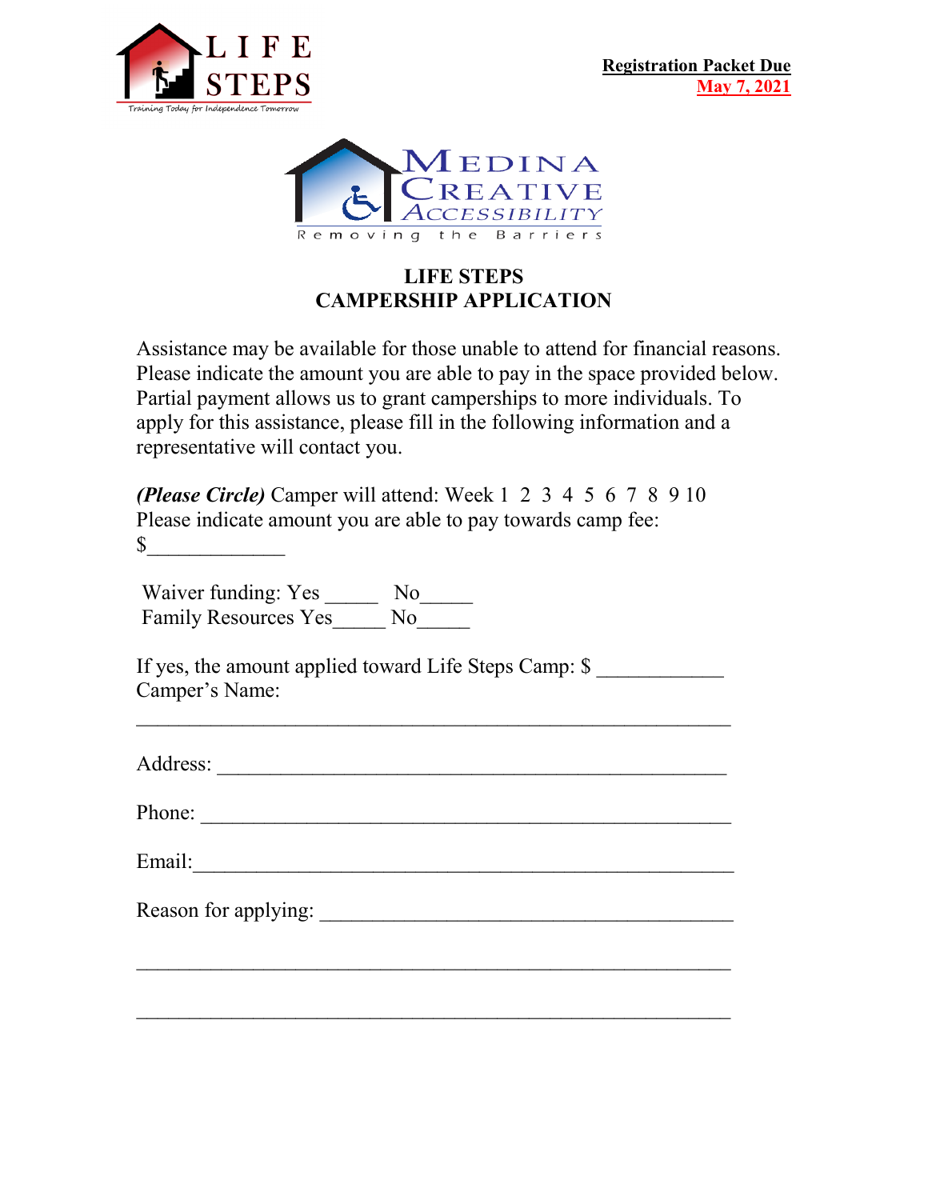**Registration Packet Due**
**May 7, 2021**

# LIFE STEPS
# CAMPERSHIP APPLICATION

Assistance may be available for those unable to attend for financial reasons. Please indicate the amount you are able to pay in the space provided below. Partial payment allows us to grant camperships to more individuals. To apply for this assistance, please fill in the following information and a representative will contact you.

***(Please Circle)*** Camper will attend: Week 1 2 3 4 5 6 7 8 9 10
Please indicate amount you are able to pay towards camp fee:
$_____________

Waiver funding: Yes _____ No_____
Family Resources Yes_____ No_____

If yes, the amount applied toward Life Steps Camp: $ ___________
Camper's Name:
_____________________________________________________

Address: ______________________________________________

Phone: ________________________________________________

Email:_________________________________________________

Reason for applying: ____________________________________

_____________________________________________________

_____________________________________________________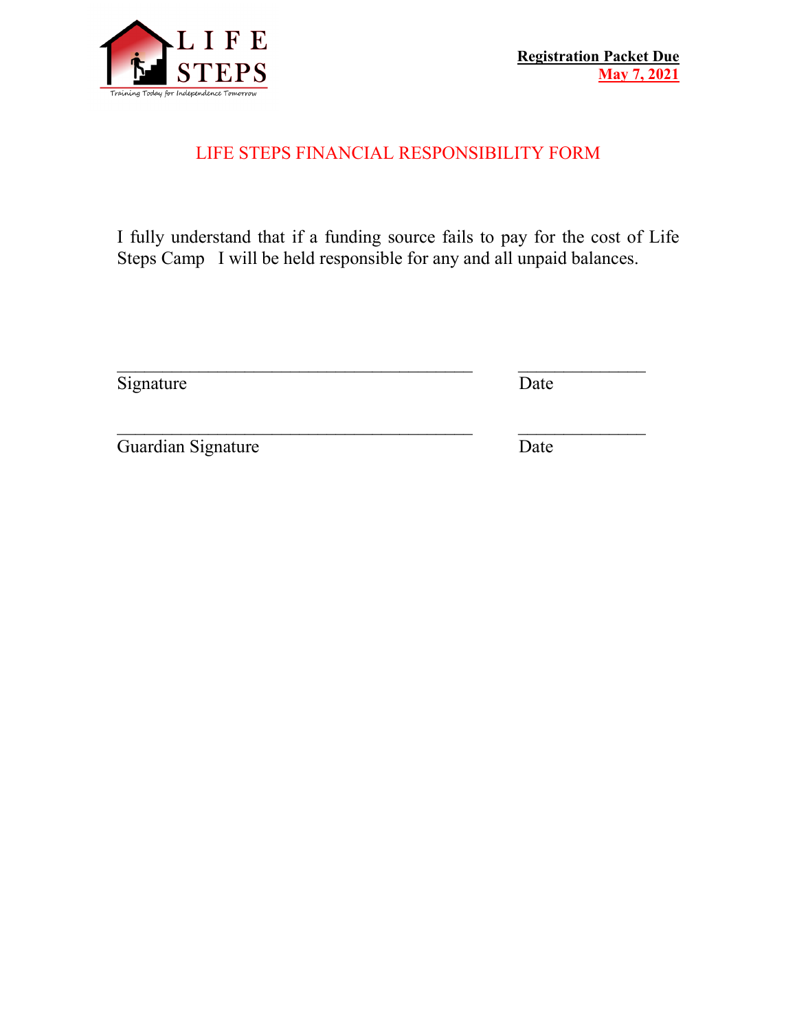LIFE STEPS

Training Today for Independence Tomorrow

**Registration Packet Due**
**May 7, 2021**

# LIFE STEPS FINANCIAL RESPONSIBILITY FORM

I fully understand that if a funding source fails to pay for the cost of Life Steps Camp I will be held responsible for any and all unpaid balances.

| | |
|---|---|
| ________________________________________ | ______________ |
| Signature | Date |
| ________________________________________ | ______________ |
| Guardian Signature | Date |